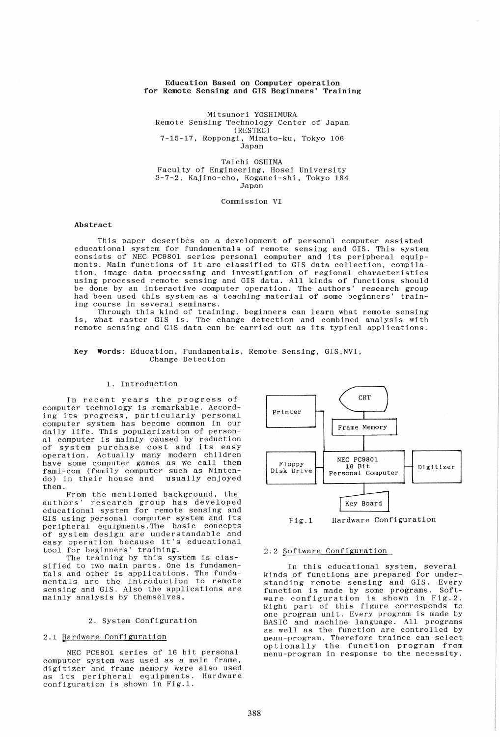**Education Based on Computer operation for Remote Sensing and GIS Beginners' Training**

Mitsunori YOSHIMURA
Remote Sensing Technology Center of Japan (RESTEC)
7-15-17, Roppongi, Minato-ku, Tokyo 106
Japan

Taichi OSHIMA
Faculty of Engineering, Hosei University
3-7-2, Kajino-cho, Koganei-shi, Tokyo 184
Japan

Commission VI

**Abstract**

This paper describes on a development of personal computer assisted educational system for fundamentals of remote sensing and GIS. This system consists of NEC PC9801 series personal computer and its peripheral equipments. Main functions of it are classified to GIS data collection, compilation, image data processing and investigation of regional characteristics using processed remote sensing and GIS data. All kinds of functions should be done by an interactive computer operation. The authors' research group had been used this system as a teaching material of some beginners' training course in several seminars.

Through this kind of training, beginners can learn what remote sensing is, what raster GIS is. The change detection and combined analysis with remote sensing and GIS data can be carried out as its typical applications.

**Key Words:** Education, Fundamentals, Remote Sensing, GIS, NVI, Change Detection

## 1. Introduction

In recent years the progress of computer technology is remarkable. According its progress, particularly personal computer system has become common in our daily life. This popularization of personal computer is mainly caused by reduction of system purchase cost and its easy operation. Actually many modern children have some computer games as we call them fami-com (family computer such as Nintendo) in their house and usually enjoyed them.

From the mentioned background, the authors' research group has developed educational system for remote sensing and GIS using personal computer system and its peripheral equipments. The basic concepts of system design are understandable and easy operation because it's educational tool for beginners' training.

The training by this system is classified to two main parts. One is fundamentals and other is applications. The fundamentals are the introduction to remote sensing and GIS. Also the applications are mainly analysis by themselves.

## 2. System Configuration

### 2.1 Hardware Configuration

NEC PC9801 series of 16 bit personal computer system was used as a main frame, digitizer and frame memory were also used as its peripheral equipments. Hardware configuration is shown in Fig.1.

Fig.1 Hardware Configuration

### 2.2 Software Configuration

In this educational system, several kinds of functions are prepared for understanding remote sensing and GIS. Every function is made by some programs. Software configuration is shown in Fig.2. Right part of this figure corresponds to one program unit. Every program is made by BASIC and machine language. All programs as well as the function are controlled by menu-program. Therefore trainee can select optionally the function program from menu-program in response to the necessity.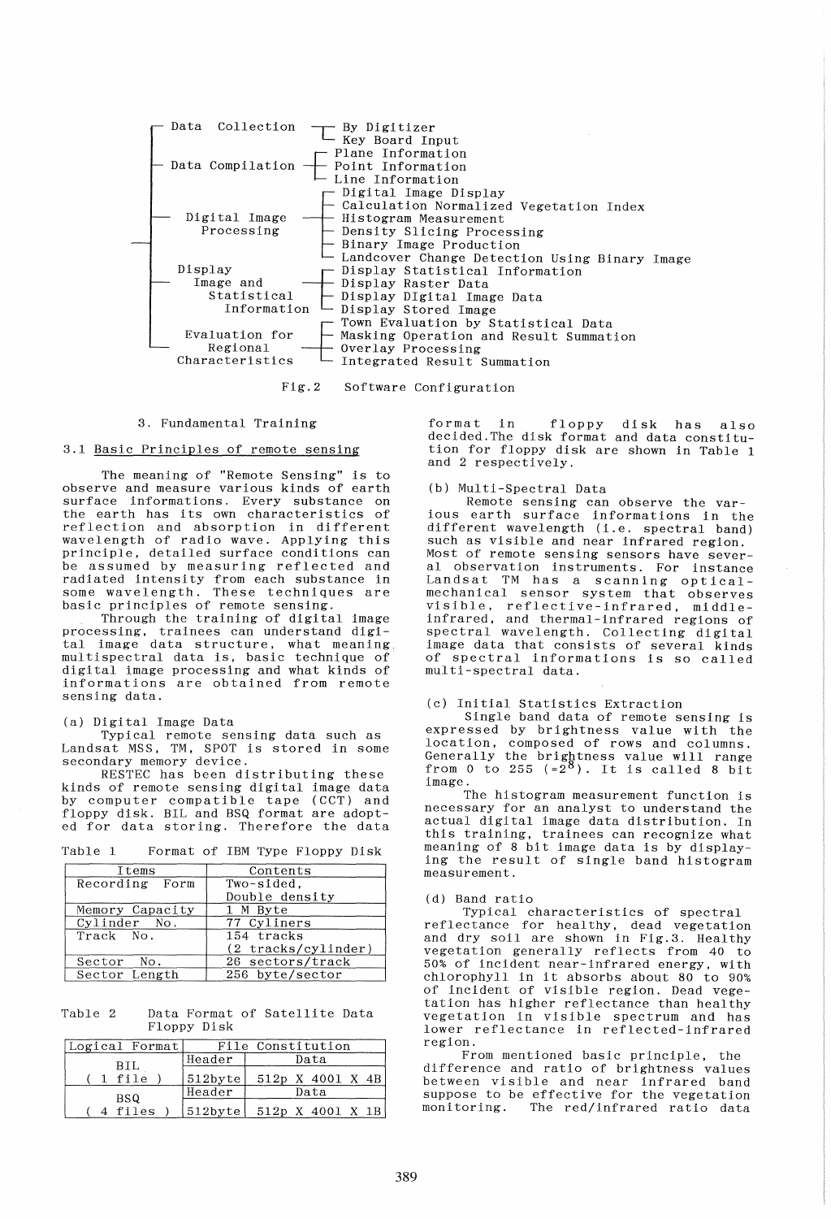- Data Collection
  - By Digitizer
  - Key Board Input
- Data Compilation
  - Plane Information
  - Point Information
  - Line Information
- Digital Image Processing
  - Digital Image Display
  - Calculation Normalized Vegetation Index
  - Histogram Measurement
  - Density Slicing Processing
  - Binary Image Production
  - Landcover Change Detection Using Binary Image
- Display Image and Statistical Information
  - Display Statistical Information
  - Display Raster Data
  - Display DIgital Image Data
  - Display Stored Image
- Evaluation for Regional Characteristics
  - Town Evaluation by Statistical Data
  - Masking Operation and Result Summation
  - Overlay Processing
  - Integrated Result Summation

Fig.2 Software Configuration

## 3. Fundamental Training

### 3.1 Basic Principles of remote sensing

The meaning of "Remote Sensing" is to observe and measure various kinds of earth surface informations. Every substance on the earth has its own characteristics of reflection and absorption in different wavelength of radio wave. Applying this principle, detailed surface conditions can be assumed by measuring reflected and radiated intensity from each substance in some wavelength. These techniques are basic principles of remote sensing.

Through the training of digital image processing, trainees can understand digital image data structure, what meaning multispectral data is, basic technique of digital image processing and what kinds of informations are obtained from remote sensing data.

(a) Digital Image Data

Typical remote sensing data such as Landsat MSS, TM, SPOT is stored in some secondary memory device.

RESTEC has been distributing these kinds of remote sensing digital image data by computer compatible tape (CCT) and floppy disk. BIL and BSQ format are adopted for data storing. Therefore the data format in floppy disk has also decided.The disk format and data constitution for floppy disk are shown in Table 1 and 2 respectively.

Table 1 Format of IBM Type Floppy Disk

| Items | Contents |
|---|---|
| Recording Form | Two-sided, Double density |
| Memory Capacity | 1 M Byte |
| Cylinder No. | 77 Cyliners |
| Track No. | 154 tracks (2 tracks/cylinder) |
| Sector No. | 26 sectors/track |
| Sector Length | 256 byte/sector |

Table 2 Data Format of Satellite Data Floppy Disk

| Logical Format | File Constitution | |
|---|---|---|
| | Header | Data |
| BIL ( 1 file ) | 512byte | 512p X 4001 X 4B |
| | Header | Data |
| BSQ ( 4 files ) | 512byte | 512p X 4001 X 1B |

(b) Multi-Spectral Data

Remote sensing can observe the various earth surface informations in the different wavelength (i.e. spectral band) such as visible and near infrared region. Most of remote sensing sensors have several observation instruments. For instance Landsat TM has a scanning optical-mechanical sensor system that observes visible, reflective-infrared, middle-infrared, and thermal-infrared regions of spectral wavelength. Collecting digital image data that consists of several kinds of spectral informations is so called multi-spectral data.

(c) Initial Statistics Extraction

Single band data of remote sensing is expressed by brightness value with the location, composed of rows and columns. Generally the brightness value will range from 0 to 255 ($=2^8$). It is called 8 bit image.

The histogram measurement function is necessary for an analyst to understand the actual digital image data distribution. In this training, trainees can recognize what meaning of 8 bit image data is by displaying the result of single band histogram measurement.

(d) Band ratio

Typical characteristics of spectral reflectance for healthy, dead vegetation and dry soil are shown in Fig.3. Healthy vegetation generally reflects from 40 to 50% of incident near-infrared energy, with chlorophyll in it absorbs about 80 to 90% of incident of visible region. Dead vegetation has higher reflectance than healthy vegetation in visible spectrum and has lower reflectance in reflected-infrared region.

From mentioned basic principle, the difference and ratio of brightness values between visible and near infrared band suppose to be effective for the vegetation monitoring. The red/infrared ratio data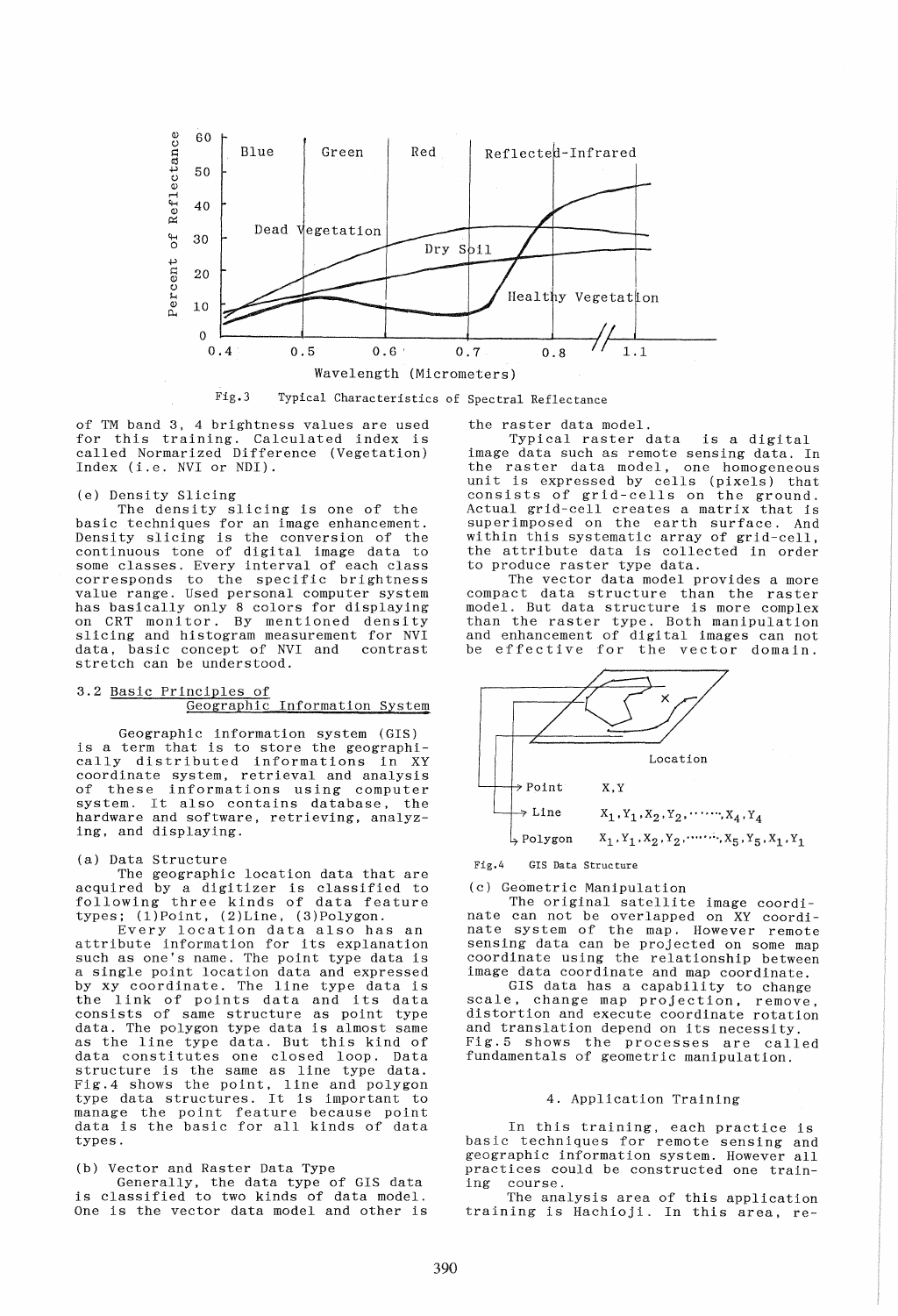Fig.3 Typical Characteristics of Spectral Reflectance

of TM band 3, 4 brightness values are used for this training. Calculated index is called Normarized Difference (Vegetation) Index (i.e. NVI or NDI).

(e) Density Slicing

The density slicing is one of the basic techniques for an image enhancement. Density slicing is the conversion of the continuous tone of digital image data to some classes. Every interval of each class corresponds to the specific brightness value range. Used personal computer system has basically only 8 colors for displaying on CRT monitor. By mentioned density slicing and histogram measurement for NVI data, basic concept of NVI and contrast stretch can be understood.

## 3.2 Basic Principles of Geographic Information System

Geographic information system (GIS) is a term that is to store the geographically distributed informations in XY coordinate system, retrieval and analysis of these informations using computer system. It also contains database, the hardware and software, retrieving, analyzing, and displaying.

(a) Data Structure

The geographic location data that are acquired by a digitizer is classified to following three kinds of data feature types; (1)Point, (2)Line, (3)Polygon.

Every location data also has an attribute information for its explanation such as one's name. The point type data is a single point location data and expressed by xy coordinate. The line type data is the link of points data and its data consists of same structure as point type data. The polygon type data is almost same as the line type data. But this kind of data constitutes one closed loop. Data structure is the same as line type data. Fig.4 shows the point, line and polygon type data structures. It is important to manage the point feature because point data is the basic for all kinds of data types.

(b) Vector and Raster Data Type

Generally, the data type of GIS data is classified to two kinds of data model. One is the vector data model and other is the raster data model.

Typical raster data is a digital image data such as remote sensing data. In the raster data model, one homogeneous unit is expressed by cells (pixels) that consists of grid-cells on the ground. Actual grid-cell creates a matrix that is superimposed on the earth surface. And within this systematic array of grid-cell, the attribute data is collected in order to produce raster type data.

The vector data model provides a more compact data structure than the raster model. But data structure is more complex than the raster type. Both manipulation and enhancement of digital images can not be effective for the vector domain.

Location

Point $X, Y$

Line $X_1, Y_1, X_2, Y_2, \cdots\cdots, X_4, Y_4$

Polygon $X_1, Y_1, X_2, Y_2, \cdots\cdots, X_5, Y_5, X_1, Y_1$

Fig.4 GIS Data Structure

(c) Geometric Manipulation

The original satellite image coordinate can not be overlapped on XY coordinate system of the map. However remote sensing data can be projected on some map coordinate using the relationship between image data coordinate and map coordinate.

GIS data has a capability to change scale, change map projection, remove, distortion and execute coordinate rotation and translation depend on its necessity. Fig.5 shows the processes are called fundamentals of geometric manipulation.

## 4. Application Training

In this training, each practice is basic techniques for remote sensing and geographic information system. However all practices could be constructed one training course.

The analysis area of this application training is Hachioji. In this area, re-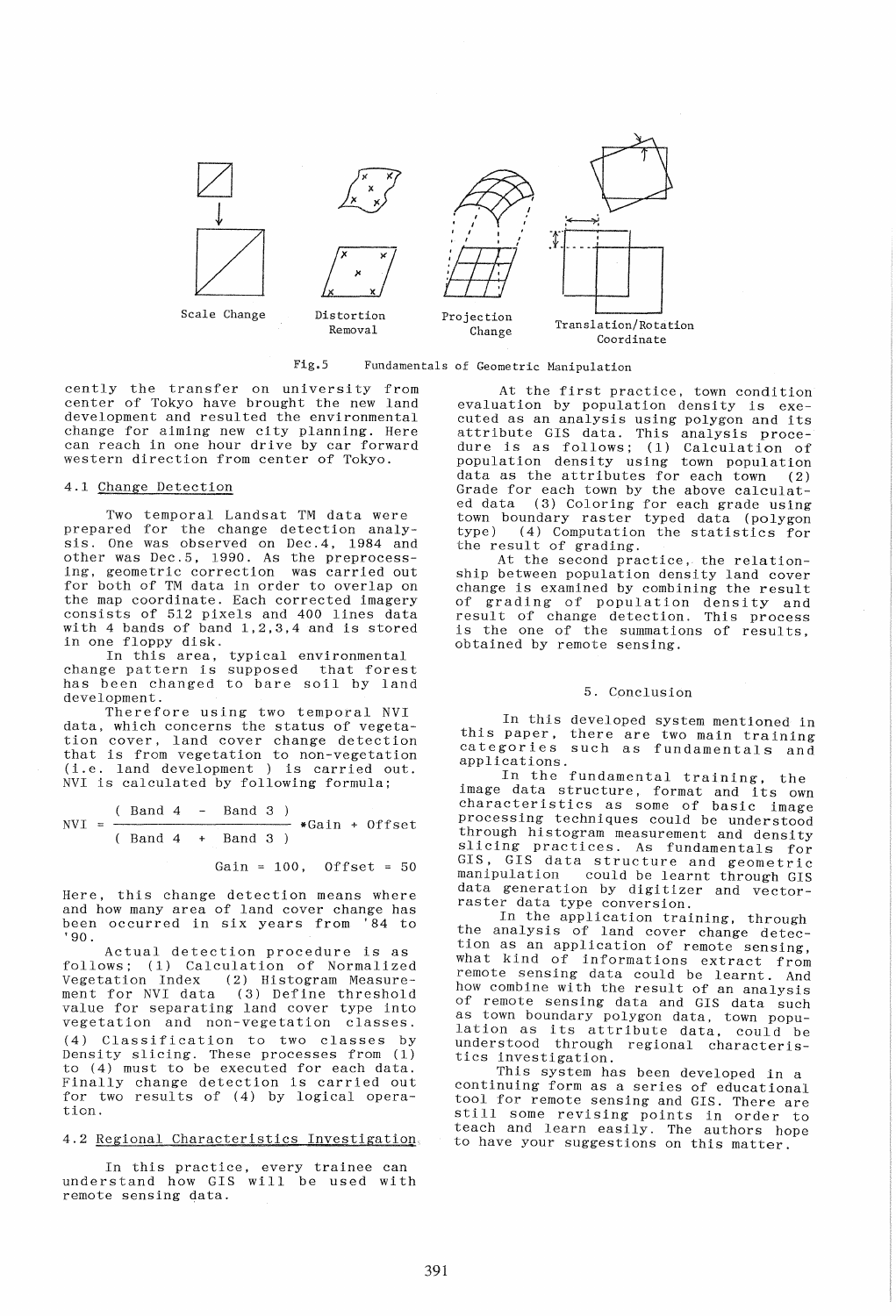Scale Change

Distortion Removal

Projection Change

Translation/Rotation Coordinate

Fig.5 Fundamentals of Geometric Manipulation

cently the transfer on university from center of Tokyo have brought the new land development and resulted the environmental change for aiming new city planning. Here can reach in one hour drive by car forward western direction from center of Tokyo.

### 4.1 Change Detection

Two temporal Landsat TM data were prepared for the change detection analysis. One was observed on Dec.4, 1984 and other was Dec.5, 1990. As the preprocessing, geometric correction was carried out for both of TM data in order to overlap on the map coordinate. Each corrected imagery consists of 512 pixels and 400 lines data with 4 bands of band 1,2,3,4 and is stored in one floppy disk.

In this area, typical environmental change pattern is supposed that forest has been changed to bare soil by land development.

Therefore using two temporal NVI data, which concerns the status of vegetation cover, land cover change detection that is from vegetation to non-vegetation (i.e. land development ) is carried out. NVI is calculated by following formula;

$$NVI = \frac{(\text{Band } 4 - \text{Band } 3)}{(\text{Band } 4 + \text{Band } 3)} * \text{Gain} + \text{Offset}$$

Gain = 100, Offset = 50

Here, this change detection means where and how many area of land cover change has been occurred in six years from '84 to '90.

Actual detection procedure is as follows; (1) Calculation of Normalized Vegetation Index (2) Histogram Measurement for NVI data (3) Define threshold value for separating land cover type into vegetation and non-vegetation classes. (4) Classification to two classes by Density slicing. These processes from (1) to (4) must to be executed for each data. Finally change detection is carried out for two results of (4) by logical operation.

### 4.2 Regional Characteristics Investigation

In this practice, every trainee can understand how GIS will be used with remote sensing data.

At the first practice, town condition evaluation by population density is executed as an analysis using polygon and its attribute GIS data. This analysis procedure is as follows; (1) Calculation of population density using town population data as the attributes for each town (2) Grade for each town by the above calculated data (3) Coloring for each grade using town boundary raster typed data (polygon type) (4) Computation the statistics for the result of grading.

At the second practice, the relationship between population density land cover change is examined by combining the result of grading of population density and result of change detection. This process is the one of the summations of results, obtained by remote sensing.

## 5. Conclusion

In this developed system mentioned in this paper, there are two main training categories such as fundamentals and applications.

In the fundamental training, the image data structure, format and its own characteristics as some of basic image processing techniques could be understood through histogram measurement and density slicing practices. As fundamentals for GIS, GIS data structure and geometric manipulation could be learnt through GIS data generation by digitizer and vector-raster data type conversion.

In the application training, through the analysis of land cover change detection as an application of remote sensing, what kind of informations extract from remote sensing data could be learnt. And how combine with the result of an analysis of remote sensing data and GIS data such as town boundary polygon data, town population as its attribute data, could be understood through regional characteristics investigation.

This system has been developed in a continuing form as a series of educational tool for remote sensing and GIS. There are still some revising points in order to teach and learn easily. The authors hope to have your suggestions on this matter.